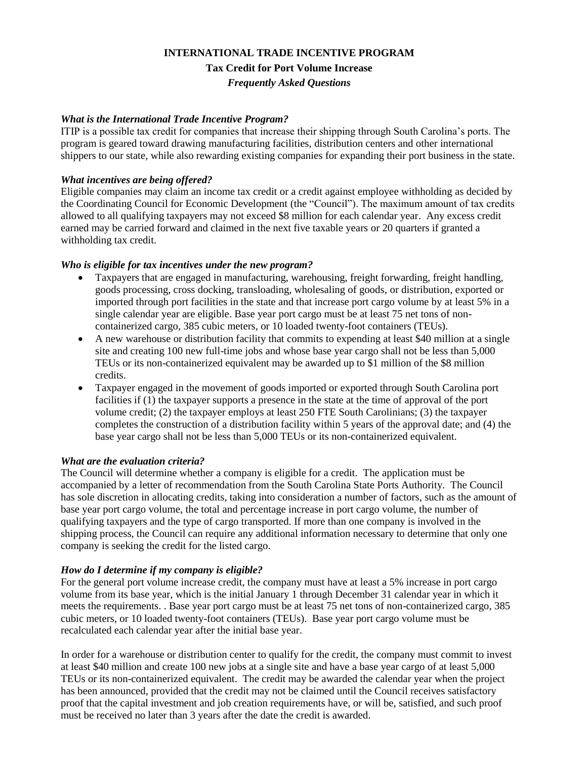# INTERNATIONAL TRADE INCENTIVE PROGRAM

## Tax Credit for Port Volume Increase

### *Frequently Asked Questions*

***What is the International Trade Incentive Program?***

ITIP is a possible tax credit for companies that increase their shipping through South Carolina's ports. The program is geared toward drawing manufacturing facilities, distribution centers and other international shippers to our state, while also rewarding existing companies for expanding their port business in the state.

***What incentives are being offered?***

Eligible companies may claim an income tax credit or a credit against employee withholding as decided by the Coordinating Council for Economic Development (the "Council"). The maximum amount of tax credits allowed to all qualifying taxpayers may not exceed $8 million for each calendar year. Any excess credit earned may be carried forward and claimed in the next five taxable years or 20 quarters if granted a withholding tax credit.

***Who is eligible for tax incentives under the new program?***

- Taxpayers that are engaged in manufacturing, warehousing, freight forwarding, freight handling, goods processing, cross docking, transloading, wholesaling of goods, or distribution, exported or imported through port facilities in the state and that increase port cargo volume by at least 5% in a single calendar year are eligible. Base year port cargo must be at least 75 net tons of non-containerized cargo, 385 cubic meters, or 10 loaded twenty-foot containers (TEUs).
- A new warehouse or distribution facility that commits to expending at least $40 million at a single site and creating 100 new full-time jobs and whose base year cargo shall not be less than 5,000 TEUs or its non-containerized equivalent may be awarded up to $1 million of the $8 million credits.
- Taxpayer engaged in the movement of goods imported or exported through South Carolina port facilities if (1) the taxpayer supports a presence in the state at the time of approval of the port volume credit; (2) the taxpayer employs at least 250 FTE South Carolinians; (3) the taxpayer completes the construction of a distribution facility within 5 years of the approval date; and (4) the base year cargo shall not be less than 5,000 TEUs or its non-containerized equivalent.

***What are the evaluation criteria?***

The Council will determine whether a company is eligible for a credit. The application must be accompanied by a letter of recommendation from the South Carolina State Ports Authority. The Council has sole discretion in allocating credits, taking into consideration a number of factors, such as the amount of base year port cargo volume, the total and percentage increase in port cargo volume, the number of qualifying taxpayers and the type of cargo transported. If more than one company is involved in the shipping process, the Council can require any additional information necessary to determine that only one company is seeking the credit for the listed cargo.

***How do I determine if my company is eligible?***

For the general port volume increase credit, the company must have at least a 5% increase in port cargo volume from its base year, which is the initial January 1 through December 31 calendar year in which it meets the requirements. . Base year port cargo must be at least 75 net tons of non-containerized cargo, 385 cubic meters, or 10 loaded twenty-foot containers (TEUs). Base year port cargo volume must be recalculated each calendar year after the initial base year.

In order for a warehouse or distribution center to qualify for the credit, the company must commit to invest at least $40 million and create 100 new jobs at a single site and have a base year cargo of at least 5,000 TEUs or its non-containerized equivalent. The credit may be awarded the calendar year when the project has been announced, provided that the credit may not be claimed until the Council receives satisfactory proof that the capital investment and job creation requirements have, or will be, satisfied, and such proof must be received no later than 3 years after the date the credit is awarded.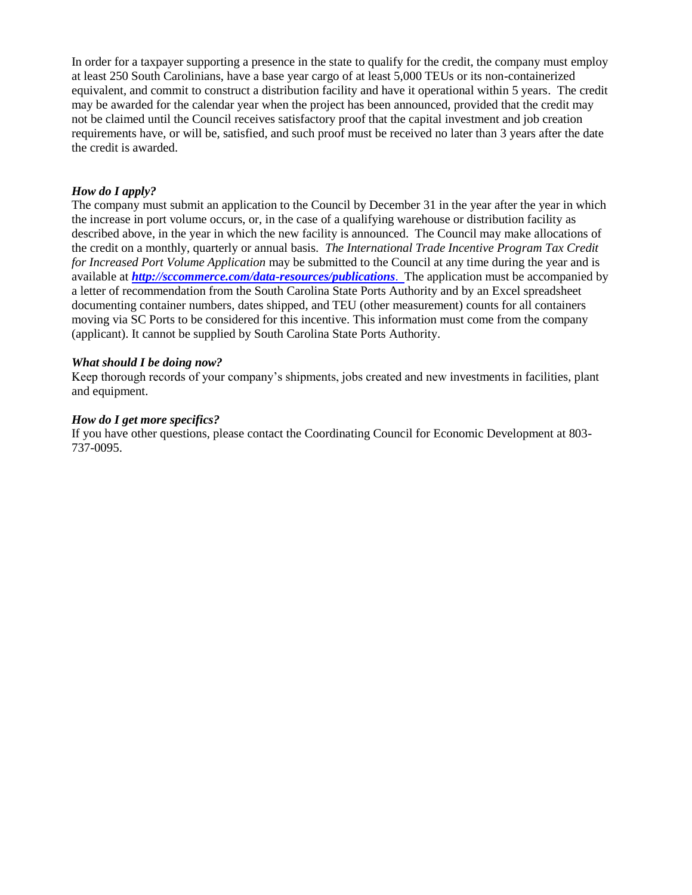In order for a taxpayer supporting a presence in the state to qualify for the credit, the company must employ at least 250 South Carolinians, have a base year cargo of at least 5,000 TEUs or its non-containerized equivalent, and commit to construct a distribution facility and have it operational within 5 years. The credit may be awarded for the calendar year when the project has been announced, provided that the credit may not be claimed until the Council receives satisfactory proof that the capital investment and job creation requirements have, or will be, satisfied, and such proof must be received no later than 3 years after the date the credit is awarded.

### *How do I apply?*

The company must submit an application to the Council by December 31 in the year after the year in which the increase in port volume occurs, or, in the case of a qualifying warehouse or distribution facility as described above, in the year in which the new facility is announced. The Council may make allocations of the credit on a monthly, quarterly or annual basis. *The International Trade Incentive Program Tax Credit for Increased Port Volume Application* may be submitted to the Council at any time during the year and is available at ***http://sccommerce.com/data-resources/publications***. The application must be accompanied by a letter of recommendation from the South Carolina State Ports Authority and by an Excel spreadsheet documenting container numbers, dates shipped, and TEU (other measurement) counts for all containers moving via SC Ports to be considered for this incentive. This information must come from the company (applicant). It cannot be supplied by South Carolina State Ports Authority.

### *What should I be doing now?*

Keep thorough records of your company's shipments, jobs created and new investments in facilities, plant and equipment.

### *How do I get more specifics?*

If you have other questions, please contact the Coordinating Council for Economic Development at 803-737-0095.